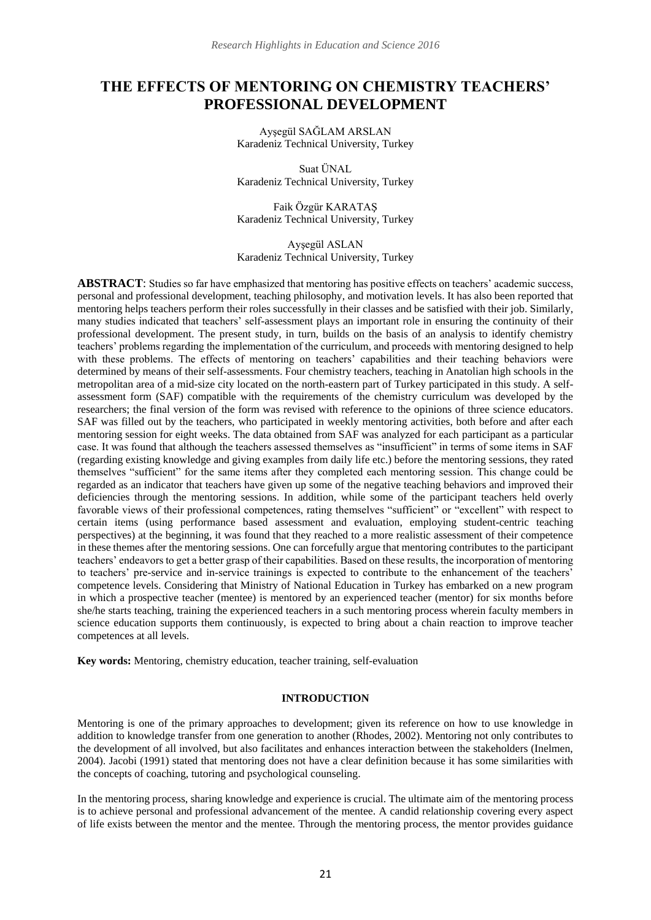# THE EFFECTS OF MENTORING ON CHEMISTRY TEACHERS' PROFESSIONAL DEVELOPMENT

Ayşegül SAĞLAM ARSLAN
Karadeniz Technical University, Turkey

Suat ÜNAL
Karadeniz Technical University, Turkey

Faik Özgür KARATAŞ
Karadeniz Technical University, Turkey

Ayşegül ASLAN
Karadeniz Technical University, Turkey

**ABSTRACT**: Studies so far have emphasized that mentoring has positive effects on teachers' academic success, personal and professional development, teaching philosophy, and motivation levels. It has also been reported that mentoring helps teachers perform their roles successfully in their classes and be satisfied with their job. Similarly, many studies indicated that teachers' self-assessment plays an important role in ensuring the continuity of their professional development. The present study, in turn, builds on the basis of an analysis to identify chemistry teachers' problems regarding the implementation of the curriculum, and proceeds with mentoring designed to help with these problems. The effects of mentoring on teachers' capabilities and their teaching behaviors were determined by means of their self-assessments. Four chemistry teachers, teaching in Anatolian high schools in the metropolitan area of a mid-size city located on the north-eastern part of Turkey participated in this study. A self-assessment form (SAF) compatible with the requirements of the chemistry curriculum was developed by the researchers; the final version of the form was revised with reference to the opinions of three science educators. SAF was filled out by the teachers, who participated in weekly mentoring activities, both before and after each mentoring session for eight weeks. The data obtained from SAF was analyzed for each participant as a particular case. It was found that although the teachers assessed themselves as "insufficient" in terms of some items in SAF (regarding existing knowledge and giving examples from daily life etc.) before the mentoring sessions, they rated themselves "sufficient" for the same items after they completed each mentoring session. This change could be regarded as an indicator that teachers have given up some of the negative teaching behaviors and improved their deficiencies through the mentoring sessions. In addition, while some of the participant teachers held overly favorable views of their professional competences, rating themselves "sufficient" or "excellent" with respect to certain items (using performance based assessment and evaluation, employing student-centric teaching perspectives) at the beginning, it was found that they reached to a more realistic assessment of their competence in these themes after the mentoring sessions. One can forcefully argue that mentoring contributes to the participant teachers' endeavors to get a better grasp of their capabilities. Based on these results, the incorporation of mentoring to teachers' pre-service and in-service trainings is expected to contribute to the enhancement of the teachers' competence levels. Considering that Ministry of National Education in Turkey has embarked on a new program in which a prospective teacher (mentee) is mentored by an experienced teacher (mentor) for six months before she/he starts teaching, training the experienced teachers in a such mentoring process wherein faculty members in science education supports them continuously, is expected to bring about a chain reaction to improve teacher competences at all levels.

**Key words:** Mentoring, chemistry education, teacher training, self-evaluation

## INTRODUCTION

Mentoring is one of the primary approaches to development; given its reference on how to use knowledge in addition to knowledge transfer from one generation to another (Rhodes, 2002). Mentoring not only contributes to the development of all involved, but also facilitates and enhances interaction between the stakeholders (Inelmen, 2004). Jacobi (1991) stated that mentoring does not have a clear definition because it has some similarities with the concepts of coaching, tutoring and psychological counseling.

In the mentoring process, sharing knowledge and experience is crucial. The ultimate aim of the mentoring process is to achieve personal and professional advancement of the mentee. A candid relationship covering every aspect of life exists between the mentor and the mentee. Through the mentoring process, the mentor provides guidance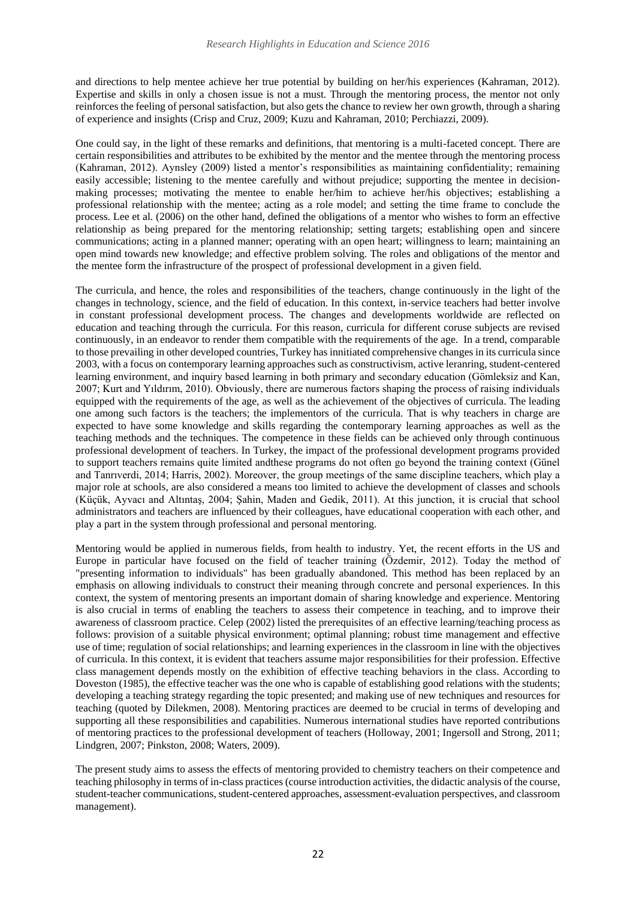and directions to help mentee achieve her true potential by building on her/his experiences (Kahraman, 2012). Expertise and skills in only a chosen issue is not a must. Through the mentoring process, the mentor not only reinforces the feeling of personal satisfaction, but also gets the chance to review her own growth, through a sharing of experience and insights (Crisp and Cruz, 2009; Kuzu and Kahraman, 2010; Perchiazzi, 2009).

One could say, in the light of these remarks and definitions, that mentoring is a multi-faceted concept. There are certain responsibilities and attributes to be exhibited by the mentor and the mentee through the mentoring process (Kahraman, 2012). Aynsley (2009) listed a mentor's responsibilities as maintaining confidentiality; remaining easily accessible; listening to the mentee carefully and without prejudice; supporting the mentee in decision-making processes; motivating the mentee to enable her/him to achieve her/his objectives; establishing a professional relationship with the mentee; acting as a role model; and setting the time frame to conclude the process. Lee et al. (2006) on the other hand, defined the obligations of a mentor who wishes to form an effective relationship as being prepared for the mentoring relationship; setting targets; establishing open and sincere communications; acting in a planned manner; operating with an open heart; willingness to learn; maintaining an open mind towards new knowledge; and effective problem solving. The roles and obligations of the mentor and the mentee form the infrastructure of the prospect of professional development in a given field.

The curricula, and hence, the roles and responsibilities of the teachers, change continuously in the light of the changes in technology, science, and the field of education. In this context, in-service teachers had better involve in constant professional development process. The changes and developments worldwide are reflected on education and teaching through the curricula. For this reason, curricula for different coruse subjects are revised continuously, in an endeavor to render them compatible with the requirements of the age. In a trend, comparable to those prevailing in other developed countries, Turkey has innitiated comprehensive changes in its curricula since 2003, with a focus on contemporary learning approaches such as constructivism, active leranring, student-centered learning environment, and inquiry based learning in both primary and secondary education (Gömleksiz and Kan, 2007; Kurt and Yıldırım, 2010). Obviously, there are numerous factors shaping the process of raising individuals equipped with the requirements of the age, as well as the achievement of the objectives of curricula. The leading one among such factors is the teachers; the implementors of the curricula. That is why teachers in charge are expected to have some knowledge and skills regarding the contemporary learning approaches as well as the teaching methods and the techniques. The competence in these fields can be achieved only through continuous professional development of teachers. In Turkey, the impact of the professional development programs provided to support teachers remains quite limited andthese programs do not often go beyond the training context (Günel and Tanrıverdi, 2014; Harris, 2002). Moreover, the group meetings of the same discipline teachers, which play a major role at schools, are also considered a means too limited to achieve the development of classes and schools (Küçük, Ayvacı and Altıntaş, 2004; Şahin, Maden and Gedik, 2011). At this junction, it is crucial that school administrators and teachers are influenced by their colleagues, have educational cooperation with each other, and play a part in the system through professional and personal mentoring.

Mentoring would be applied in numerous fields, from health to industry. Yet, the recent efforts in the US and Europe in particular have focused on the field of teacher training (Özdemir, 2012). Today the method of "presenting information to individuals" has been gradually abandoned. This method has been replaced by an emphasis on allowing individuals to construct their meaning through concrete and personal experiences. In this context, the system of mentoring presents an important domain of sharing knowledge and experience. Mentoring is also crucial in terms of enabling the teachers to assess their competence in teaching, and to improve their awareness of classroom practice. Celep (2002) listed the prerequisites of an effective learning/teaching process as follows: provision of a suitable physical environment; optimal planning; robust time management and effective use of time; regulation of social relationships; and learning experiences in the classroom in line with the objectives of curricula. In this context, it is evident that teachers assume major responsibilities for their profession. Effective class management depends mostly on the exhibition of effective teaching behaviors in the class. According to Doveston (1985), the effective teacher was the one who is capable of establishing good relations with the students; developing a teaching strategy regarding the topic presented; and making use of new techniques and resources for teaching (quoted by Dilekmen, 2008). Mentoring practices are deemed to be crucial in terms of developing and supporting all these responsibilities and capabilities. Numerous international studies have reported contributions of mentoring practices to the professional development of teachers (Holloway, 2001; Ingersoll and Strong, 2011; Lindgren, 2007; Pinkston, 2008; Waters, 2009).

The present study aims to assess the effects of mentoring provided to chemistry teachers on their competence and teaching philosophy in terms of in-class practices (course introduction activities, the didactic analysis of the course, student-teacher communications, student-centered approaches, assessment-evaluation perspectives, and classroom management).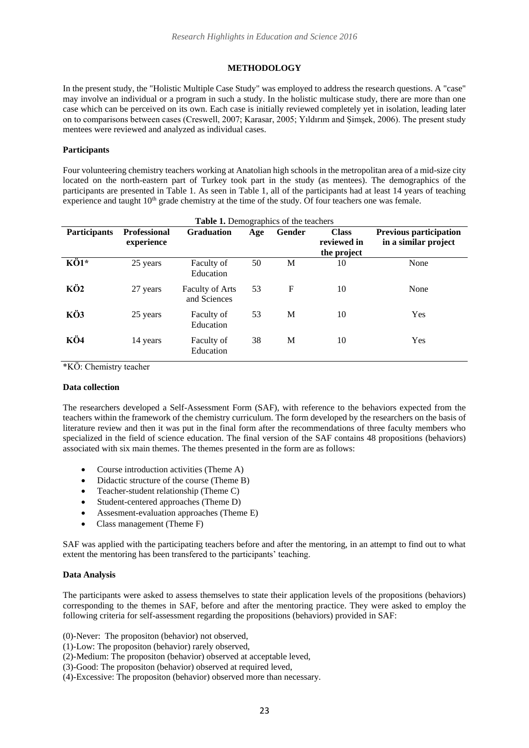## METHODOLOGY

In the present study, the "Holistic Multiple Case Study" was employed to address the research questions. A "case" may involve an individual or a program in such a study. In the holistic multicase study, there are more than one case which can be perceived on its own. Each case is initially reviewed completely yet in isolation, leading later on to comparisons between cases (Creswell, 2007; Karasar, 2005; Yıldırım and Şimşek, 2006). The present study mentees were reviewed and analyzed as individual cases.

### Participants

Four volunteering chemistry teachers working at Anatolian high schools in the metropolitan area of a mid-size city located on the north-eastern part of Turkey took part in the study (as mentees). The demographics of the participants are presented in Table 1. As seen in Table 1, all of the participants had at least 14 years of teaching experience and taught 10th grade chemistry at the time of the study. Of four teachers one was female.

**Table 1.** Demographics of the teachers

| Participants | Professional experience | Graduation | Age | Gender | Class reviewed in the project | Previous participation in a similar project |
|---|---|---|---|---|---|---|
| **KÖ1*** | 25 years | Faculty of Education | 50 | M | 10 | None |
| **KÖ2** | 27 years | Faculty of Arts and Sciences | 53 | F | 10 | None |
| **KÖ3** | 25 years | Faculty of Education | 53 | M | 10 | Yes |
| **KÖ4** | 14 years | Faculty of Education | 38 | M | 10 | Yes |

*KÖ: Chemistry teacher

### Data collection

The researchers developed a Self-Assessment Form (SAF), with reference to the behaviors expected from the teachers within the framework of the chemistry curriculum. The form developed by the researchers on the basis of literature review and then it was put in the final form after the recommendations of three faculty members who specialized in the field of science education. The final version of the SAF contains 48 propositions (behaviors) associated with six main themes. The themes presented in the form are as follows:

- Course introduction activities (Theme A)
- Didactic structure of the course (Theme B)
- Teacher-student relationship (Theme C)
- Student-centered approaches (Theme D)
- Assesment-evaluation approaches (Theme E)
- Class management (Theme F)

SAF was applied with the participating teachers before and after the mentoring, in an attempt to find out to what extent the mentoring has been transfered to the participants' teaching.

### Data Analysis

The participants were asked to assess themselves to state their application levels of the propositions (behaviors) corresponding to the themes in SAF, before and after the mentoring practice. They were asked to employ the following criteria for self-assessment regarding the propositions (behaviors) provided in SAF:

(0)-Never: The propositon (behavior) not observed,
(1)-Low: The propositon (behavior) rarely observed,
(2)-Medium: The propositon (behavior) observed at acceptable leved,
(3)-Good: The propositon (behavior) observed at required leved,
(4)-Excessive: The propositon (behavior) observed more than necessary.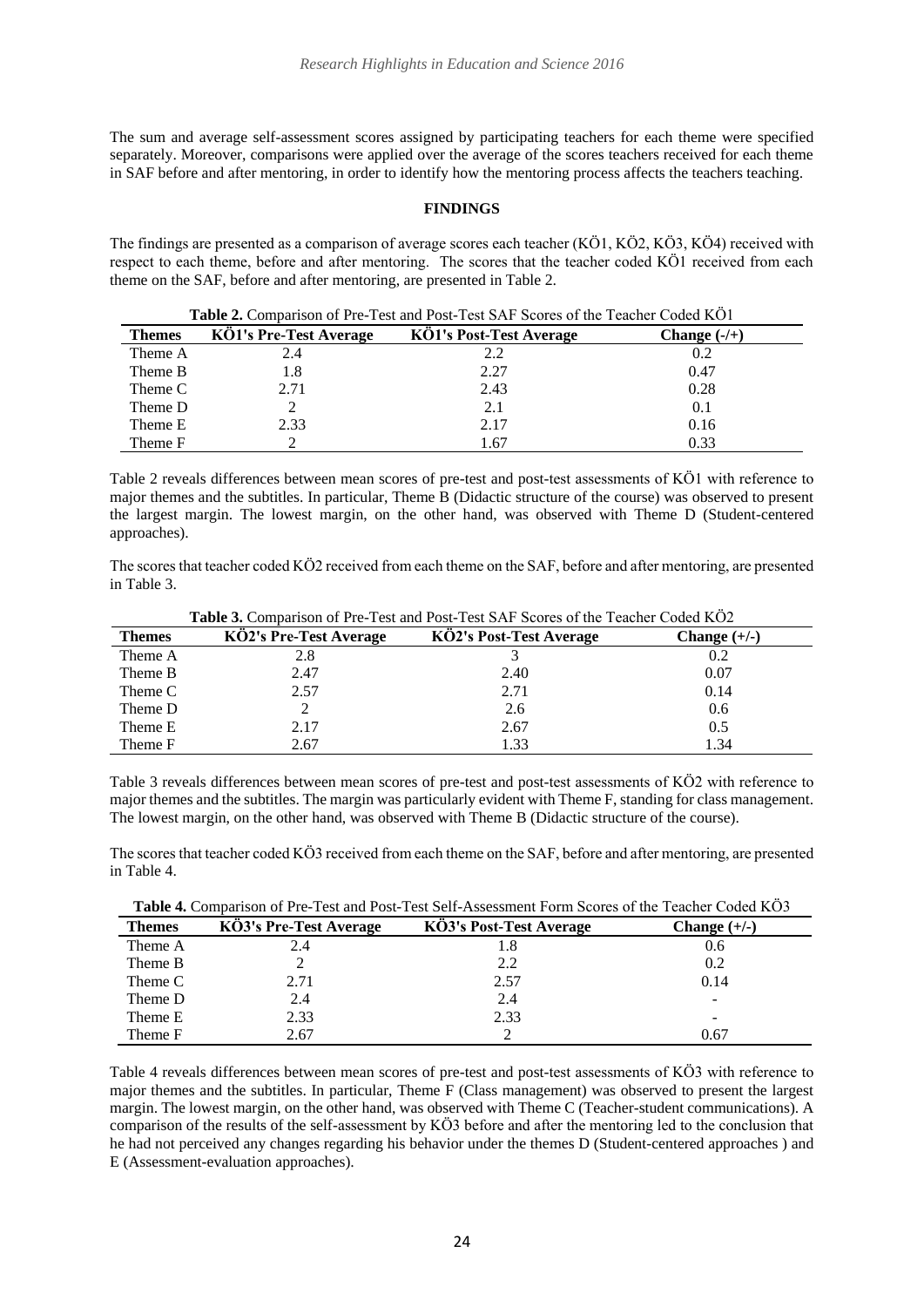The sum and average self-assessment scores assigned by participating teachers for each theme were specified separately. Moreover, comparisons were applied over the average of the scores teachers received for each theme in SAF before and after mentoring, in order to identify how the mentoring process affects the teachers teaching.

## FINDINGS

The findings are presented as a comparison of average scores each teacher (KÖ1, KÖ2, KÖ3, KÖ4) received with respect to each theme, before and after mentoring. The scores that the teacher coded KÖ1 received from each theme on the SAF, before and after mentoring, are presented in Table 2.

**Table 2.** Comparison of Pre-Test and Post-Test SAF Scores of the Teacher Coded KÖ1

| Themes | KÖ1's Pre-Test Average | KÖ1's Post-Test Average | Change (-/+) |
|---|---|---|---|
| Theme A | 2.4 | 2.2 | 0.2 |
| Theme B | 1.8 | 2.27 | 0.47 |
| Theme C | 2.71 | 2.43 | 0.28 |
| Theme D | 2 | 2.1 | 0.1 |
| Theme E | 2.33 | 2.17 | 0.16 |
| Theme F | 2 | 1.67 | 0.33 |

Table 2 reveals differences between mean scores of pre-test and post-test assessments of KÖ1 with reference to major themes and the subtitles. In particular, Theme B (Didactic structure of the course) was observed to present the largest margin. The lowest margin, on the other hand, was observed with Theme D (Student-centered approaches).

The scores that teacher coded KÖ2 received from each theme on the SAF, before and after mentoring, are presented in Table 3.

**Table 3.** Comparison of Pre-Test and Post-Test SAF Scores of the Teacher Coded KÖ2

| Themes | KÖ2's Pre-Test Average | KÖ2's Post-Test Average | Change (+/-) |
|---|---|---|---|
| Theme A | 2.8 | 3 | 0.2 |
| Theme B | 2.47 | 2.40 | 0.07 |
| Theme C | 2.57 | 2.71 | 0.14 |
| Theme D | 2 | 2.6 | 0.6 |
| Theme E | 2.17 | 2.67 | 0.5 |
| Theme F | 2.67 | 1.33 | 1.34 |

Table 3 reveals differences between mean scores of pre-test and post-test assessments of KÖ2 with reference to major themes and the subtitles. The margin was particularly evident with Theme F, standing for class management. The lowest margin, on the other hand, was observed with Theme B (Didactic structure of the course).

The scores that teacher coded KÖ3 received from each theme on the SAF, before and after mentoring, are presented in Table 4.

**Table 4.** Comparison of Pre-Test and Post-Test Self-Assessment Form Scores of the Teacher Coded KÖ3

| Themes | KÖ3's Pre-Test Average | KÖ3's Post-Test Average | Change (+/-) |
|---|---|---|---|
| Theme A | 2.4 | 1.8 | 0.6 |
| Theme B | 2 | 2.2 | 0.2 |
| Theme C | 2.71 | 2.57 | 0.14 |
| Theme D | 2.4 | 2.4 | - |
| Theme E | 2.33 | 2.33 | - |
| Theme F | 2.67 | 2 | 0.67 |

Table 4 reveals differences between mean scores of pre-test and post-test assessments of KÖ3 with reference to major themes and the subtitles. In particular, Theme F (Class management) was observed to present the largest margin. The lowest margin, on the other hand, was observed with Theme C (Teacher-student communications). A comparison of the results of the self-assessment by KÖ3 before and after the mentoring led to the conclusion that he had not perceived any changes regarding his behavior under the themes D (Student-centered approaches ) and E (Assessment-evaluation approaches).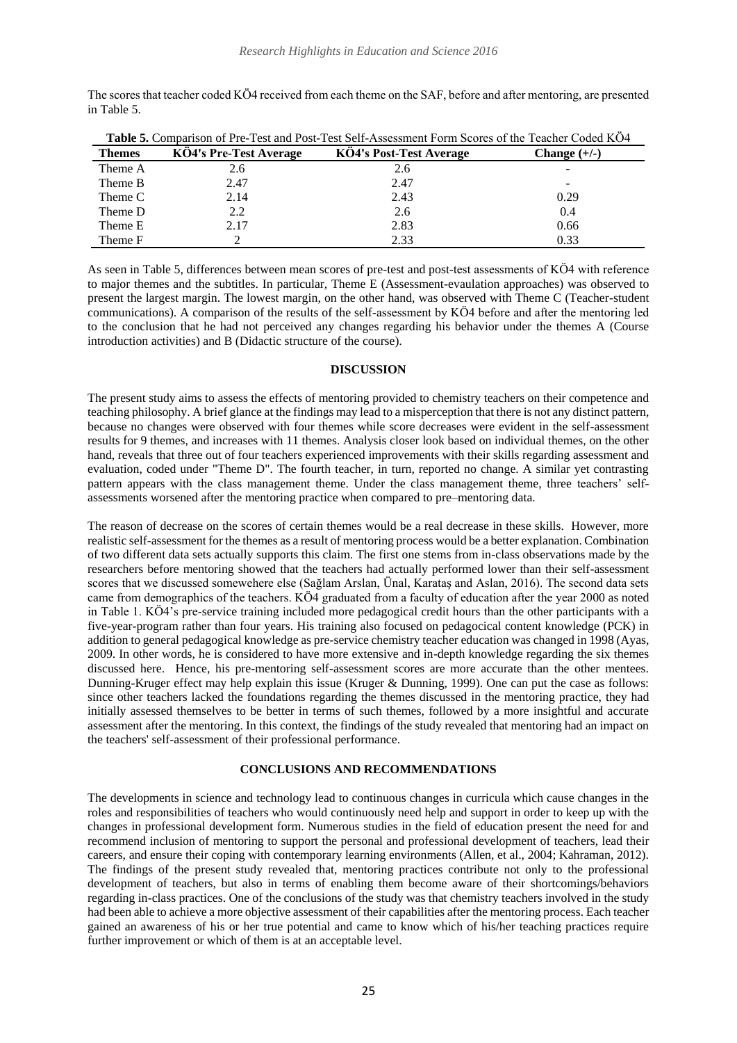The scores that teacher coded KÖ4 received from each theme on the SAF, before and after mentoring, are presented in Table 5.

**Table 5.** Comparison of Pre-Test and Post-Test Self-Assessment Form Scores of the Teacher Coded KÖ4

| Themes | KÖ4's Pre-Test Average | KÖ4's Post-Test Average | Change (+/-) |
|---|---|---|---|
| Theme A | 2.6 | 2.6 | - |
| Theme B | 2.47 | 2.47 | - |
| Theme C | 2.14 | 2.43 | 0.29 |
| Theme D | 2.2 | 2.6 | 0.4 |
| Theme E | 2.17 | 2.83 | 0.66 |
| Theme F | 2 | 2.33 | 0.33 |

As seen in Table 5, differences between mean scores of pre-test and post-test assessments of KÖ4 with reference to major themes and the subtitles. In particular, Theme E (Assessment-evaulation approaches) was observed to present the largest margin. The lowest margin, on the other hand, was observed with Theme C (Teacher-student communications). A comparison of the results of the self-assessment by KÖ4 before and after the mentoring led to the conclusion that he had not perceived any changes regarding his behavior under the themes A (Course introduction activities) and B (Didactic structure of the course).

## DISCUSSION

The present study aims to assess the effects of mentoring provided to chemistry teachers on their competence and teaching philosophy. A brief glance at the findings may lead to a misperception that there is not any distinct pattern, because no changes were observed with four themes while score decreases were evident in the self-assessment results for 9 themes, and increases with 11 themes. Analysis closer look based on individual themes, on the other hand, reveals that three out of four teachers experienced improvements with their skills regarding assessment and evaluation, coded under "Theme D". The fourth teacher, in turn, reported no change. A similar yet contrasting pattern appears with the class management theme. Under the class management theme, three teachers' self-assessments worsened after the mentoring practice when compared to pre–mentoring data.

The reason of decrease on the scores of certain themes would be a real decrease in these skills. However, more realistic self-assessment for the themes as a result of mentoring process would be a better explanation. Combination of two different data sets actually supports this claim. The first one stems from in-class observations made by the researchers before mentoring showed that the teachers had actually performed lower than their self-assessment scores that we discussed somewehere else (Sağlam Arslan, Ünal, Karataş and Aslan, 2016). The second data sets came from demographics of the teachers. KÖ4 graduated from a faculty of education after the year 2000 as noted in Table 1. KÖ4's pre-service training included more pedagogical credit hours than the other participants with a five-year-program rather than four years. His training also focused on pedagocical content knowledge (PCK) in addition to general pedagogical knowledge as pre-service chemistry teacher education was changed in 1998 (Ayas, 2009. In other words, he is considered to have more extensive and in-depth knowledge regarding the six themes discussed here. Hence, his pre-mentoring self-assessment scores are more accurate than the other mentees. Dunning-Kruger effect may help explain this issue (Kruger & Dunning, 1999). One can put the case as follows: since other teachers lacked the foundations regarding the themes discussed in the mentoring practice, they had initially assessed themselves to be better in terms of such themes, followed by a more insightful and accurate assessment after the mentoring. In this context, the findings of the study revealed that mentoring had an impact on the teachers' self-assessment of their professional performance.

## CONCLUSIONS AND RECOMMENDATIONS

The developments in science and technology lead to continuous changes in curricula which cause changes in the roles and responsibilities of teachers who would continuously need help and support in order to keep up with the changes in professional development form. Numerous studies in the field of education present the need for and recommend inclusion of mentoring to support the personal and professional development of teachers, lead their careers, and ensure their coping with contemporary learning environments (Allen, et al., 2004; Kahraman, 2012). The findings of the present study revealed that, mentoring practices contribute not only to the professional development of teachers, but also in terms of enabling them become aware of their shortcomings/behaviors regarding in-class practices. One of the conclusions of the study was that chemistry teachers involved in the study had been able to achieve a more objective assessment of their capabilities after the mentoring process. Each teacher gained an awareness of his or her true potential and came to know which of his/her teaching practices require further improvement or which of them is at an acceptable level.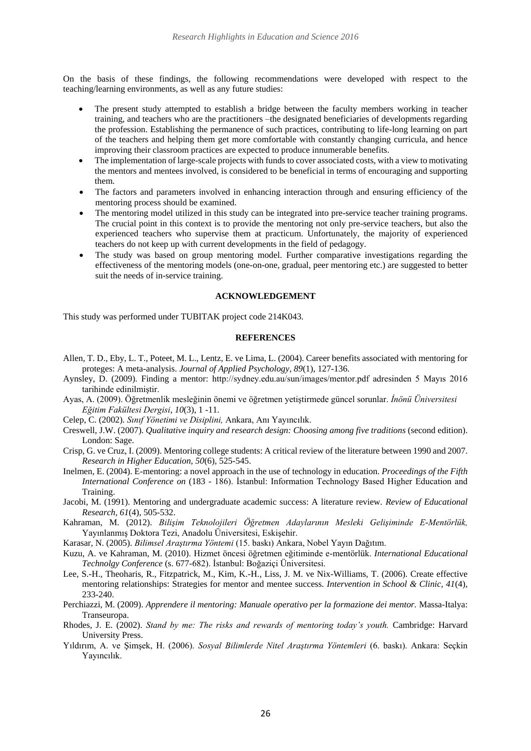On the basis of these findings, the following recommendations were developed with respect to the teaching/learning environments, as well as any future studies:

- The present study attempted to establish a bridge between the faculty members working in teacher training, and teachers who are the practitioners –the designated beneficiaries of developments regarding the profession. Establishing the permanence of such practices, contributing to life-long learning on part of the teachers and helping them get more comfortable with constantly changing curricula, and hence improving their classroom practices are expected to produce innumerable benefits.
- The implementation of large-scale projects with funds to cover associated costs, with a view to motivating the mentors and mentees involved, is considered to be beneficial in terms of encouraging and supporting them.
- The factors and parameters involved in enhancing interaction through and ensuring efficiency of the mentoring process should be examined.
- The mentoring model utilized in this study can be integrated into pre-service teacher training programs. The crucial point in this context is to provide the mentoring not only pre-service teachers, but also the experienced teachers who supervise them at practicum. Unfortunately, the majority of experienced teachers do not keep up with current developments in the field of pedagogy.
- The study was based on group mentoring model. Further comparative investigations regarding the effectiveness of the mentoring models (one-on-one, gradual, peer mentoring etc.) are suggested to better suit the needs of in-service training.

## ACKNOWLEDGEMENT

This study was performed under TUBITAK project code 214K043.

## REFERENCES

Allen, T. D., Eby, L. T., Poteet, M. L., Lentz, E. ve Lima, L. (2004). Career benefits associated with mentoring for proteges: A meta-analysis. *Journal of Applied Psychology, 89*(1), 127-136.

Aynsley, D. (2009). Finding a mentor: http://sydney.edu.au/sun/images/mentor.pdf adresinden 5 Mayıs 2016 tarihinde edinilmiştir.

Ayas, A. (2009). Öğretmenlik mesleğinin önemi ve öğretmen yetiştirmede güncel sorunlar. *İnönü Üniversitesi Eğitim Fakültesi Dergisi, 10*(3), 1 -11.

Celep, C. (2002). *Sınıf Yönetimi ve Disiplini,* Ankara, Anı Yayıncılık.

Creswell, J.W. (2007). *Qualitative inquiry and research design: Choosing among five traditions* (second edition). London: Sage.

Crisp, G. ve Cruz, I. (2009). Mentoring college students: A critical review of the literature between 1990 and 2007. *Research in Higher Education, 50*(6), 525-545.

Inelmen, E. (2004). E-mentoring: a novel approach in the use of technology in education. *Proceedings of the Fifth International Conference on* (183 - 186). İstanbul: Information Technology Based Higher Education and Training.

Jacobi, M. (1991). Mentoring and undergraduate academic success: A literature review. *Review of Educational Research, 61*(4), 505-532.

Kahraman, M. (2012). *Bilişim Teknolojileri Öğretmen Adaylarının Mesleki Gelişiminde E-Mentörlük,* Yayınlanmış Doktora Tezi, Anadolu Üniversitesi, Eskişehir.

Karasar, N. (2005). *Bilimsel Araştırma Yöntemi* (15. baskı) Ankara, Nobel Yayın Dağıtım.

Kuzu, A. ve Kahraman, M. (2010). Hizmet öncesi öğretmen eğitiminde e-mentörlük. *International Educational Technolgy Conference* (s. 677-682). İstanbul: Boğaziçi Üniversitesi.

Lee, S.-H., Theoharis, R., Fitzpatrick, M., Kim, K.-H., Liss, J. M. ve Nix-Williams, T. (2006). Create effective mentoring relationships: Strategies for mentor and mentee success. *Intervention in School & Clinic, 41*(4), 233-240.

Perchiazzi, M. (2009). *Apprendere il mentoring: Manuale operativo per la formazione dei mentor.* Massa-Italya: Transeuropa.

Rhodes, J. E. (2002). *Stand by me: The risks and rewards of mentoring today's youth.* Cambridge: Harvard University Press.

Yıldırım, A. ve Şimşek, H. (2006). *Sosyal Bilimlerde Nitel Araştırma Yöntemleri* (6. baskı). Ankara: Seçkin Yayıncılık.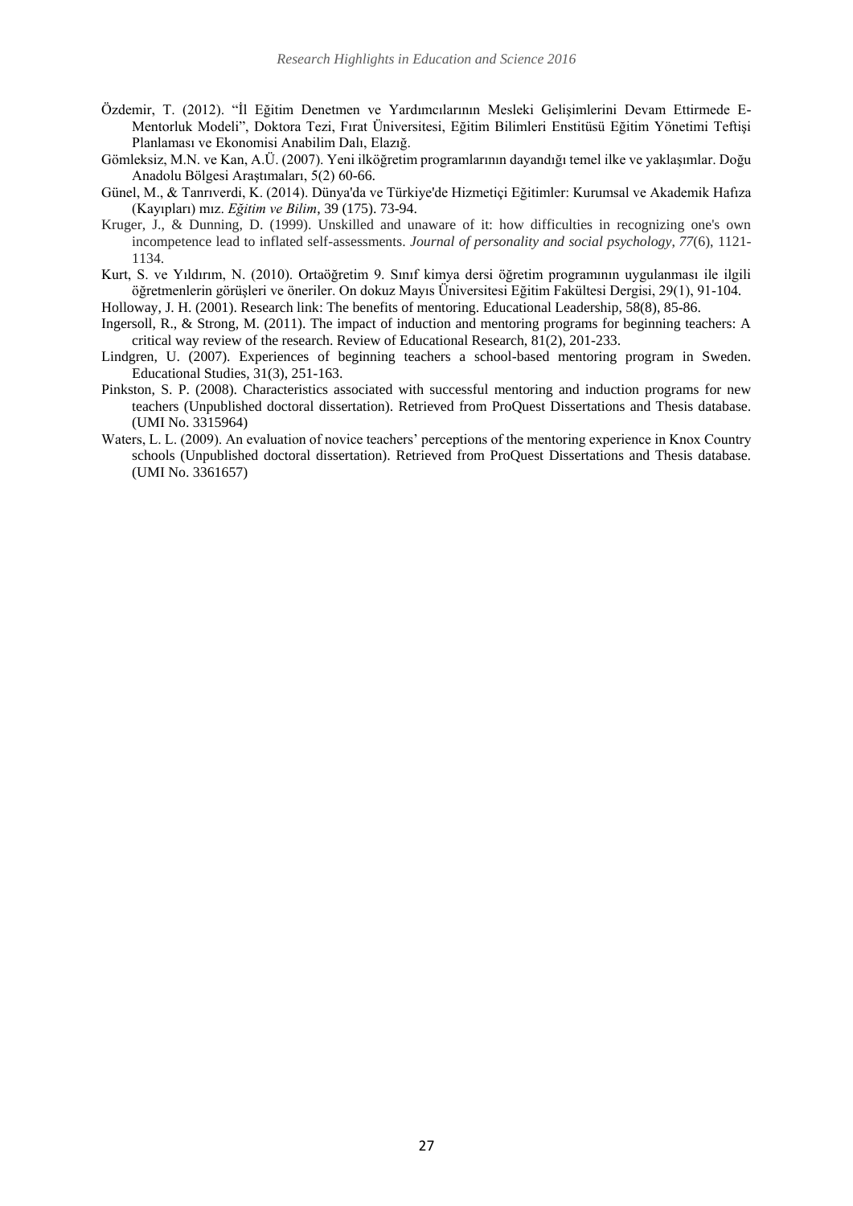Özdemir, T. (2012). "İl Eğitim Denetmen ve Yardımcılarının Mesleki Gelişimlerini Devam Ettirmede E-Mentorluk Modeli", Doktora Tezi, Fırat Üniversitesi, Eğitim Bilimleri Enstitüsü Eğitim Yönetimi Teftişi Planlaması ve Ekonomisi Anabilim Dalı, Elazığ.

Gömleksiz, M.N. ve Kan, A.Ü. (2007). Yeni ilköğretim programlarının dayandığı temel ilke ve yaklaşımlar. Doğu Anadolu Bölgesi Araştımaları, 5(2) 60-66.

Günel, M., & Tanrıverdi, K. (2014). Dünya'da ve Türkiye'de Hizmetiçi Eğitimler: Kurumsal ve Akademik Hafıza (Kayıpları) mız. *Eğitim ve Bilim*, 39 (175). 73-94.

Kruger, J., & Dunning, D. (1999). Unskilled and unaware of it: how difficulties in recognizing one's own incompetence lead to inflated self-assessments. *Journal of personality and social psychology*, *77*(6), 1121-1134.

Kurt, S. ve Yıldırım, N. (2010). Ortaöğretim 9. Sınıf kimya dersi öğretim programının uygulanması ile ilgili öğretmenlerin görüşleri ve öneriler. On dokuz Mayıs Üniversitesi Eğitim Fakültesi Dergisi, 29(1), 91-104.

Holloway, J. H. (2001). Research link: The benefits of mentoring. Educational Leadership, 58(8), 85-86.

Ingersoll, R., & Strong, M. (2011). The impact of induction and mentoring programs for beginning teachers: A critical way review of the research. Review of Educational Research, 81(2), 201-233.

Lindgren, U. (2007). Experiences of beginning teachers a school-based mentoring program in Sweden. Educational Studies, 31(3), 251-163.

Pinkston, S. P. (2008). Characteristics associated with successful mentoring and induction programs for new teachers (Unpublished doctoral dissertation). Retrieved from ProQuest Dissertations and Thesis database. (UMI No. 3315964)

Waters, L. L. (2009). An evaluation of novice teachers' perceptions of the mentoring experience in Knox Country schools (Unpublished doctoral dissertation). Retrieved from ProQuest Dissertations and Thesis database. (UMI No. 3361657)